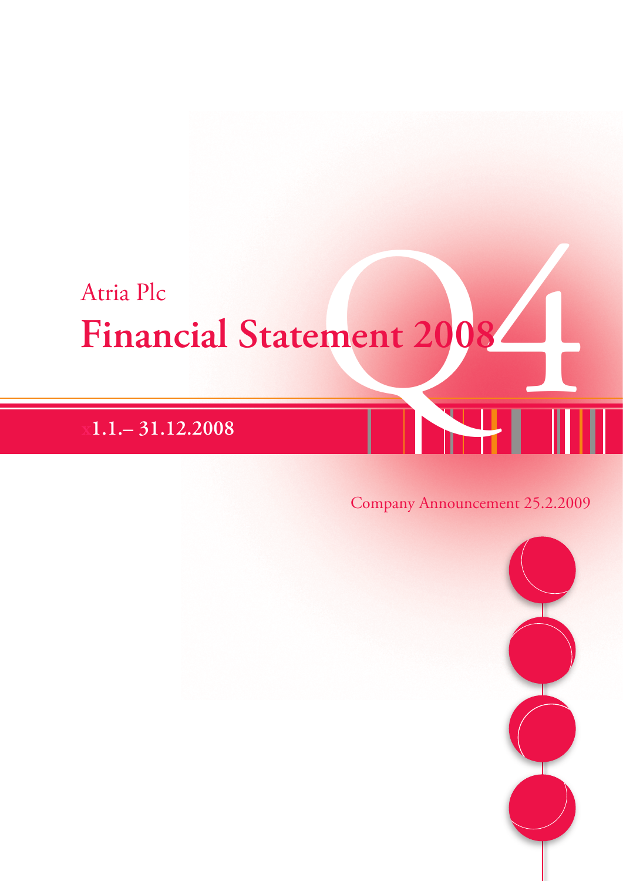Atria Plc

# Financial Statement 2008

Q4

**1.1.– 31.12.2008**

Company Announcement 25.2.2009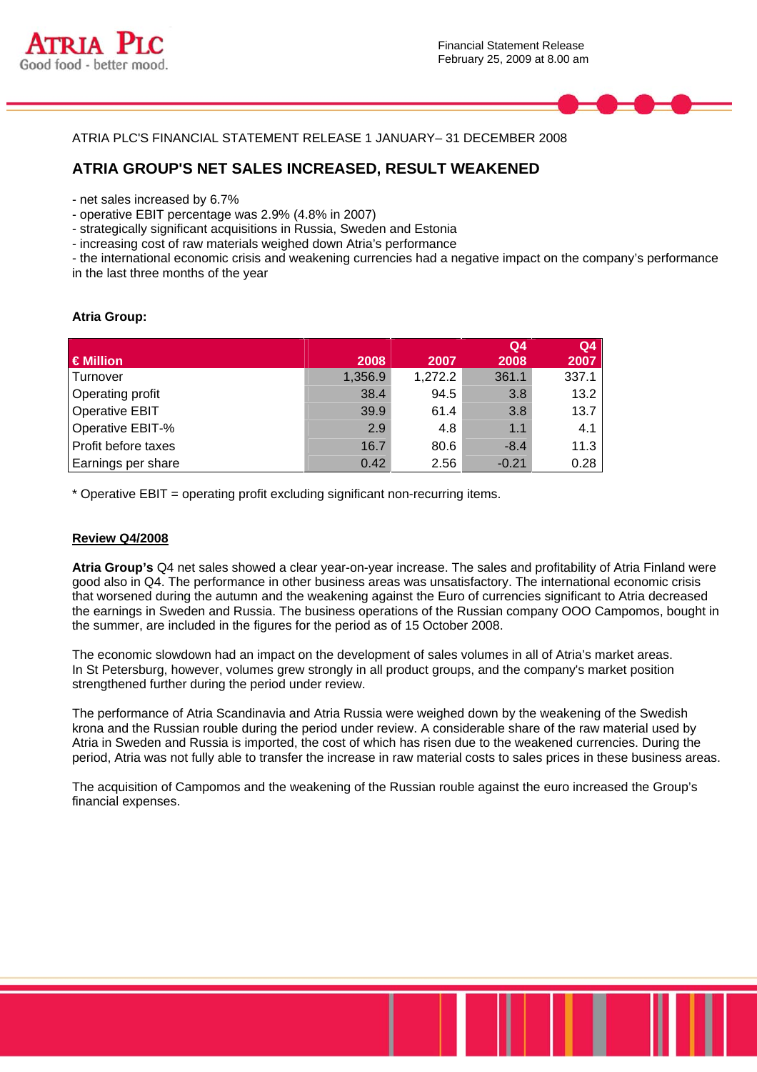ATRIA PLC'S FINANCIAL STATEMENT RELEASE 1 JANUARY– 31 DECEMBER 2008

## ATRIA GROUP'S NET SALES INCREASED, RESULT WEAKENED

- net sales increased by 6.7%
- operative EBIT percentage was 2.9% (4.8% in 2007)
- strategically significant acquisitions in Russia, Sweden and Estonia
- increasing cost of raw materials weighed down Atria's performance
- the international economic crisis and weakening currencies had a negative impact on the company's performance in the last three months of the year

**Atria Group:**

| € Million | 2008 | 2007 | Q4 2008 | Q4 2007 |
|---|---|---|---|---|
| Turnover | 1,356.9 | 1,272.2 | 361.1 | 337.1 |
| Operating profit | 38.4 | 94.5 | 3.8 | 13.2 |
| Operative EBIT | 39.9 | 61.4 | 3.8 | 13.7 |
| Operative EBIT-% | 2.9 | 4.8 | 1.1 | 4.1 |
| Profit before taxes | 16.7 | 80.6 | -8.4 | 11.3 |
| Earnings per share | 0.42 | 2.56 | -0.21 | 0.28 |

* Operative EBIT = operating profit excluding significant non-recurring items.

**Review Q4/2008**

**Atria Group's** Q4 net sales showed a clear year-on-year increase. The sales and profitability of Atria Finland were good also in Q4. The performance in other business areas was unsatisfactory. The international economic crisis that worsened during the autumn and the weakening against the Euro of currencies significant to Atria decreased the earnings in Sweden and Russia. The business operations of the Russian company OOO Campomos, bought in the summer, are included in the figures for the period as of 15 October 2008.

The economic slowdown had an impact on the development of sales volumes in all of Atria's market areas. In St Petersburg, however, volumes grew strongly in all product groups, and the company's market position strengthened further during the period under review.

The performance of Atria Scandinavia and Atria Russia were weighed down by the weakening of the Swedish krona and the Russian rouble during the period under review. A considerable share of the raw material used by Atria in Sweden and Russia is imported, the cost of which has risen due to the weakened currencies. During the period, Atria was not fully able to transfer the increase in raw material costs to sales prices in these business areas.

The acquisition of Campomos and the weakening of the Russian rouble against the euro increased the Group's financial expenses.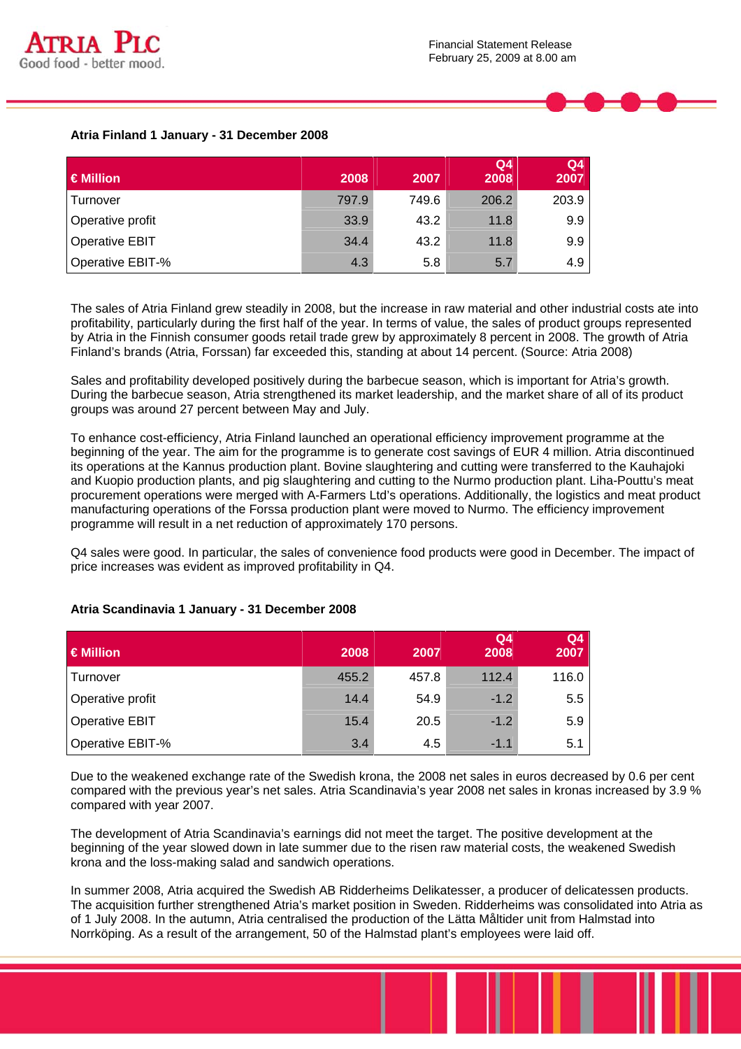### Atria Finland 1 January - 31 December 2008

| € Million | 2008 | 2007 | Q4 2008 | Q4 2007 |
|---|---|---|---|---|
| Turnover | 797.9 | 749.6 | 206.2 | 203.9 |
| Operative profit | 33.9 | 43.2 | 11.8 | 9.9 |
| Operative EBIT | 34.4 | 43.2 | 11.8 | 9.9 |
| Operative EBIT-% | 4.3 | 5.8 | 5.7 | 4.9 |

The sales of Atria Finland grew steadily in 2008, but the increase in raw material and other industrial costs ate into profitability, particularly during the first half of the year. In terms of value, the sales of product groups represented by Atria in the Finnish consumer goods retail trade grew by approximately 8 percent in 2008. The growth of Atria Finland's brands (Atria, Forssan) far exceeded this, standing at about 14 percent. (Source: Atria 2008)

Sales and profitability developed positively during the barbecue season, which is important for Atria's growth. During the barbecue season, Atria strengthened its market leadership, and the market share of all of its product groups was around 27 percent between May and July.

To enhance cost-efficiency, Atria Finland launched an operational efficiency improvement programme at the beginning of the year. The aim for the programme is to generate cost savings of EUR 4 million. Atria discontinued its operations at the Kannus production plant. Bovine slaughtering and cutting were transferred to the Kauhajoki and Kuopio production plants, and pig slaughtering and cutting to the Nurmo production plant. Liha-Pouttu's meat procurement operations were merged with A-Farmers Ltd's operations. Additionally, the logistics and meat product manufacturing operations of the Forssa production plant were moved to Nurmo. The efficiency improvement programme will result in a net reduction of approximately 170 persons.

Q4 sales were good. In particular, the sales of convenience food products were good in December. The impact of price increases was evident as improved profitability in Q4.

### Atria Scandinavia 1 January - 31 December 2008

| € Million | 2008 | 2007 | Q4 2008 | Q4 2007 |
|---|---|---|---|---|
| Turnover | 455.2 | 457.8 | 112.4 | 116.0 |
| Operative profit | 14.4 | 54.9 | -1.2 | 5.5 |
| Operative EBIT | 15.4 | 20.5 | -1.2 | 5.9 |
| Operative EBIT-% | 3.4 | 4.5 | -1.1 | 5.1 |

Due to the weakened exchange rate of the Swedish krona, the 2008 net sales in euros decreased by 0.6 per cent compared with the previous year's net sales. Atria Scandinavia's year 2008 net sales in kronas increased by 3.9 % compared with year 2007.

The development of Atria Scandinavia's earnings did not meet the target. The positive development at the beginning of the year slowed down in late summer due to the risen raw material costs, the weakened Swedish krona and the loss-making salad and sandwich operations.

In summer 2008, Atria acquired the Swedish AB Ridderheims Delikatesser, a producer of delicatessen products. The acquisition further strengthened Atria's market position in Sweden. Ridderheims was consolidated into Atria as of 1 July 2008. In the autumn, Atria centralised the production of the Lätta Måltider unit from Halmstad into Norrköping. As a result of the arrangement, 50 of the Halmstad plant's employees were laid off.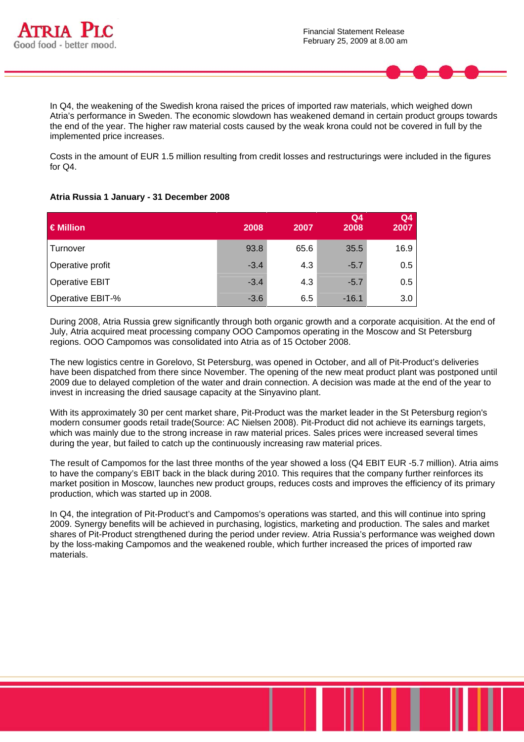In Q4, the weakening of the Swedish krona raised the prices of imported raw materials, which weighed down Atria's performance in Sweden. The economic slowdown has weakened demand in certain product groups towards the end of the year. The higher raw material costs caused by the weak krona could not be covered in full by the implemented price increases.

Costs in the amount of EUR 1.5 million resulting from credit losses and restructurings were included in the figures for Q4.

**Atria Russia 1 January - 31 December 2008**

| € Million | 2008 | 2007 | Q4 2008 | Q4 2007 |
|---|---|---|---|---|
| Turnover | 93.8 | 65.6 | 35.5 | 16.9 |
| Operative profit | -3.4 | 4.3 | -5.7 | 0.5 |
| Operative EBIT | -3.4 | 4.3 | -5.7 | 0.5 |
| Operative EBIT-% | -3.6 | 6.5 | -16.1 | 3.0 |

During 2008, Atria Russia grew significantly through both organic growth and a corporate acquisition. At the end of July, Atria acquired meat processing company OOO Campomos operating in the Moscow and St Petersburg regions. OOO Campomos was consolidated into Atria as of 15 October 2008.

The new logistics centre in Gorelovo, St Petersburg, was opened in October, and all of Pit-Product's deliveries have been dispatched from there since November. The opening of the new meat product plant was postponed until 2009 due to delayed completion of the water and drain connection. A decision was made at the end of the year to invest in increasing the dried sausage capacity at the Sinyavino plant.

With its approximately 30 per cent market share, Pit-Product was the market leader in the St Petersburg region's modern consumer goods retail trade(Source: AC Nielsen 2008). Pit-Product did not achieve its earnings targets, which was mainly due to the strong increase in raw material prices. Sales prices were increased several times during the year, but failed to catch up the continuously increasing raw material prices.

The result of Campomos for the last three months of the year showed a loss (Q4 EBIT EUR -5.7 million). Atria aims to have the company's EBIT back in the black during 2010. This requires that the company further reinforces its market position in Moscow, launches new product groups, reduces costs and improves the efficiency of its primary production, which was started up in 2008.

In Q4, the integration of Pit-Product's and Campomos's operations was started, and this will continue into spring 2009. Synergy benefits will be achieved in purchasing, logistics, marketing and production. The sales and market shares of Pit-Product strengthened during the period under review. Atria Russia's performance was weighed down by the loss-making Campomos and the weakened rouble, which further increased the prices of imported raw materials.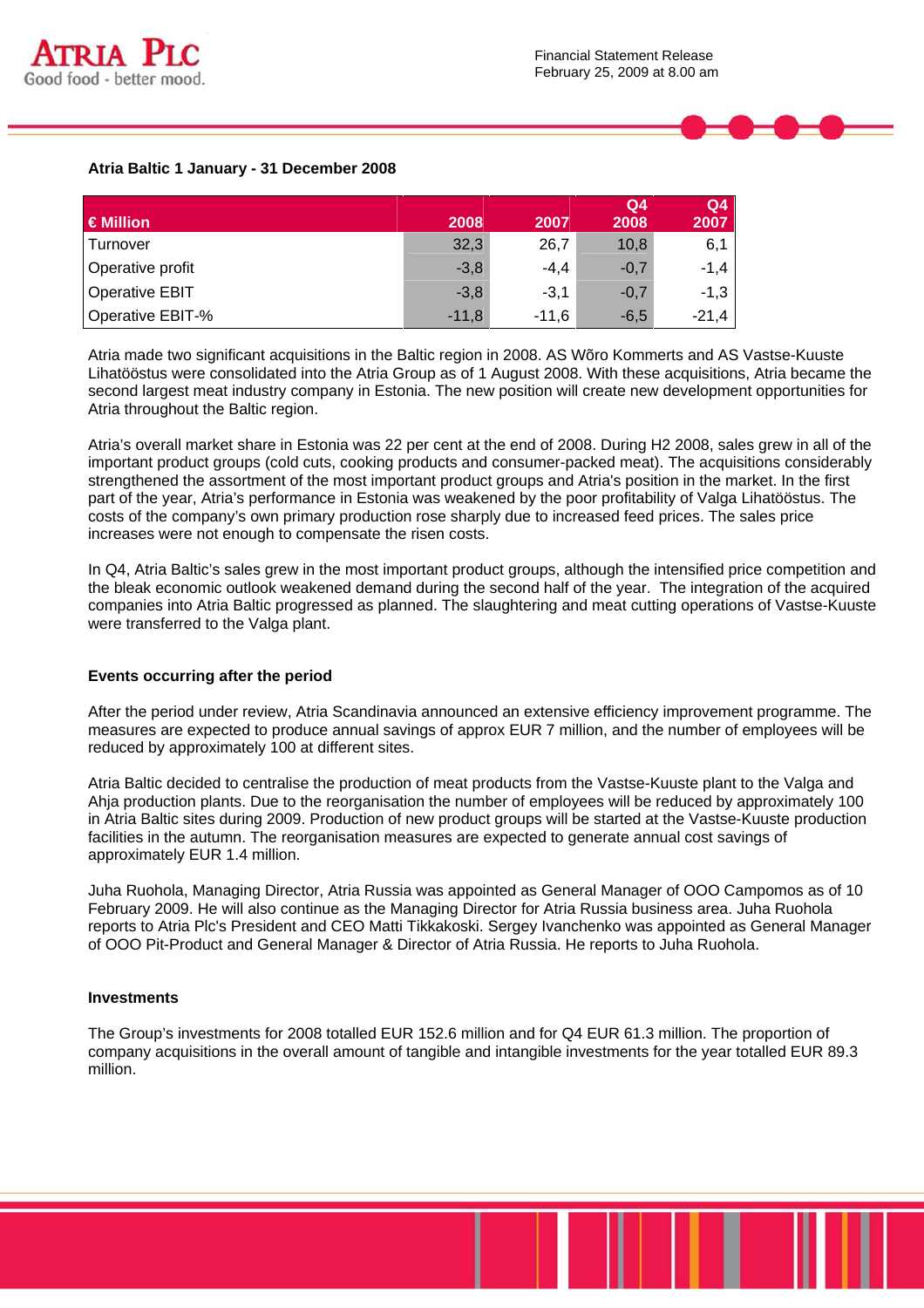### Atria Baltic 1 January - 31 December 2008

| € Million | 2008 | 2007 | Q4 2008 | Q4 2007 |
|---|---|---|---|---|
| Turnover | 32,3 | 26,7 | 10,8 | 6,1 |
| Operative profit | -3,8 | -4,4 | -0,7 | -1,4 |
| Operative EBIT | -3,8 | -3,1 | -0,7 | -1,3 |
| Operative EBIT-% | -11,8 | -11,6 | -6,5 | -21,4 |

Atria made two significant acquisitions in the Baltic region in 2008. AS Wõro Kommerts and AS Vastse-Kuuste Lihatööstus were consolidated into the Atria Group as of 1 August 2008. With these acquisitions, Atria became the second largest meat industry company in Estonia. The new position will create new development opportunities for Atria throughout the Baltic region.

Atria's overall market share in Estonia was 22 per cent at the end of 2008. During H2 2008, sales grew in all of the important product groups (cold cuts, cooking products and consumer-packed meat). The acquisitions considerably strengthened the assortment of the most important product groups and Atria's position in the market. In the first part of the year, Atria's performance in Estonia was weakened by the poor profitability of Valga Lihatööstus. The costs of the company's own primary production rose sharply due to increased feed prices. The sales price increases were not enough to compensate the risen costs.

In Q4, Atria Baltic's sales grew in the most important product groups, although the intensified price competition and the bleak economic outlook weakened demand during the second half of the year. The integration of the acquired companies into Atria Baltic progressed as planned. The slaughtering and meat cutting operations of Vastse-Kuuste were transferred to the Valga plant.

### Events occurring after the period

After the period under review, Atria Scandinavia announced an extensive efficiency improvement programme. The measures are expected to produce annual savings of approx EUR 7 million, and the number of employees will be reduced by approximately 100 at different sites.

Atria Baltic decided to centralise the production of meat products from the Vastse-Kuuste plant to the Valga and Ahja production plants. Due to the reorganisation the number of employees will be reduced by approximately 100 in Atria Baltic sites during 2009. Production of new product groups will be started at the Vastse-Kuuste production facilities in the autumn. The reorganisation measures are expected to generate annual cost savings of approximately EUR 1.4 million.

Juha Ruohola, Managing Director, Atria Russia was appointed as General Manager of OOO Campomos as of 10 February 2009. He will also continue as the Managing Director for Atria Russia business area. Juha Ruohola reports to Atria Plc's President and CEO Matti Tikkakoski. Sergey Ivanchenko was appointed as General Manager of OOO Pit-Product and General Manager & Director of Atria Russia. He reports to Juha Ruohola.

### Investments

The Group's investments for 2008 totalled EUR 152.6 million and for Q4 EUR 61.3 million. The proportion of company acquisitions in the overall amount of tangible and intangible investments for the year totalled EUR 89.3 million.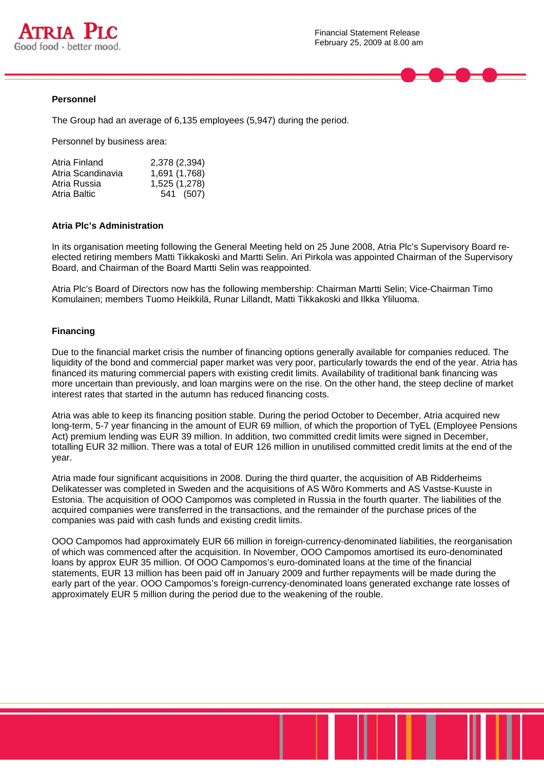## Personnel

The Group had an average of 6,135 employees (5,947) during the period.

Personnel by business area:

| | |
|---|---|
| Atria Finland | 2,378 (2,394) |
| Atria Scandinavia | 1,691 (1,768) |
| Atria Russia | 1,525 (1,278) |
| Atria Baltic | 541 (507) |

## Atria Plc's Administration

In its organisation meeting following the General Meeting held on 25 June 2008, Atria Plc's Supervisory Board re-elected retiring members Matti Tikkakoski and Martti Selin. Ari Pirkola was appointed Chairman of the Supervisory Board, and Chairman of the Board Martti Selin was reappointed.

Atria Plc's Board of Directors now has the following membership: Chairman Martti Selin; Vice-Chairman Timo Komulainen; members Tuomo Heikkilä, Runar Lillandt, Matti Tikkakoski and Ilkka Yliluoma.

## Financing

Due to the financial market crisis the number of financing options generally available for companies reduced. The liquidity of the bond and commercial paper market was very poor, particularly towards the end of the year. Atria has financed its maturing commercial papers with existing credit limits. Availability of traditional bank financing was more uncertain than previously, and loan margins were on the rise. On the other hand, the steep decline of market interest rates that started in the autumn has reduced financing costs.

Atria was able to keep its financing position stable. During the period October to December, Atria acquired new long-term, 5-7 year financing in the amount of EUR 69 million, of which the proportion of TyEL (Employee Pensions Act) premium lending was EUR 39 million. In addition, two committed credit limits were signed in December, totalling EUR 32 million. There was a total of EUR 126 million in unutilised committed credit limits at the end of the year.

Atria made four significant acquisitions in 2008. During the third quarter, the acquisition of AB Ridderheims Delikatesser was completed in Sweden and the acquisitions of AS Wõro Kommerts and AS Vastse-Kuuste in Estonia. The acquisition of OOO Campomos was completed in Russia in the fourth quarter. The liabilities of the acquired companies were transferred in the transactions, and the remainder of the purchase prices of the companies was paid with cash funds and existing credit limits.

OOO Campomos had approximately EUR 66 million in foreign-currency-denominated liabilities, the reorganisation of which was commenced after the acquisition. In November, OOO Campomos amortised its euro-denominated loans by approx EUR 35 million. Of OOO Campomos's euro-dominated loans at the time of the financial statements, EUR 13 million has been paid off in January 2009 and further repayments will be made during the early part of the year. OOO Campomos's foreign-currency-denominated loans generated exchange rate losses of approximately EUR 5 million during the period due to the weakening of the rouble.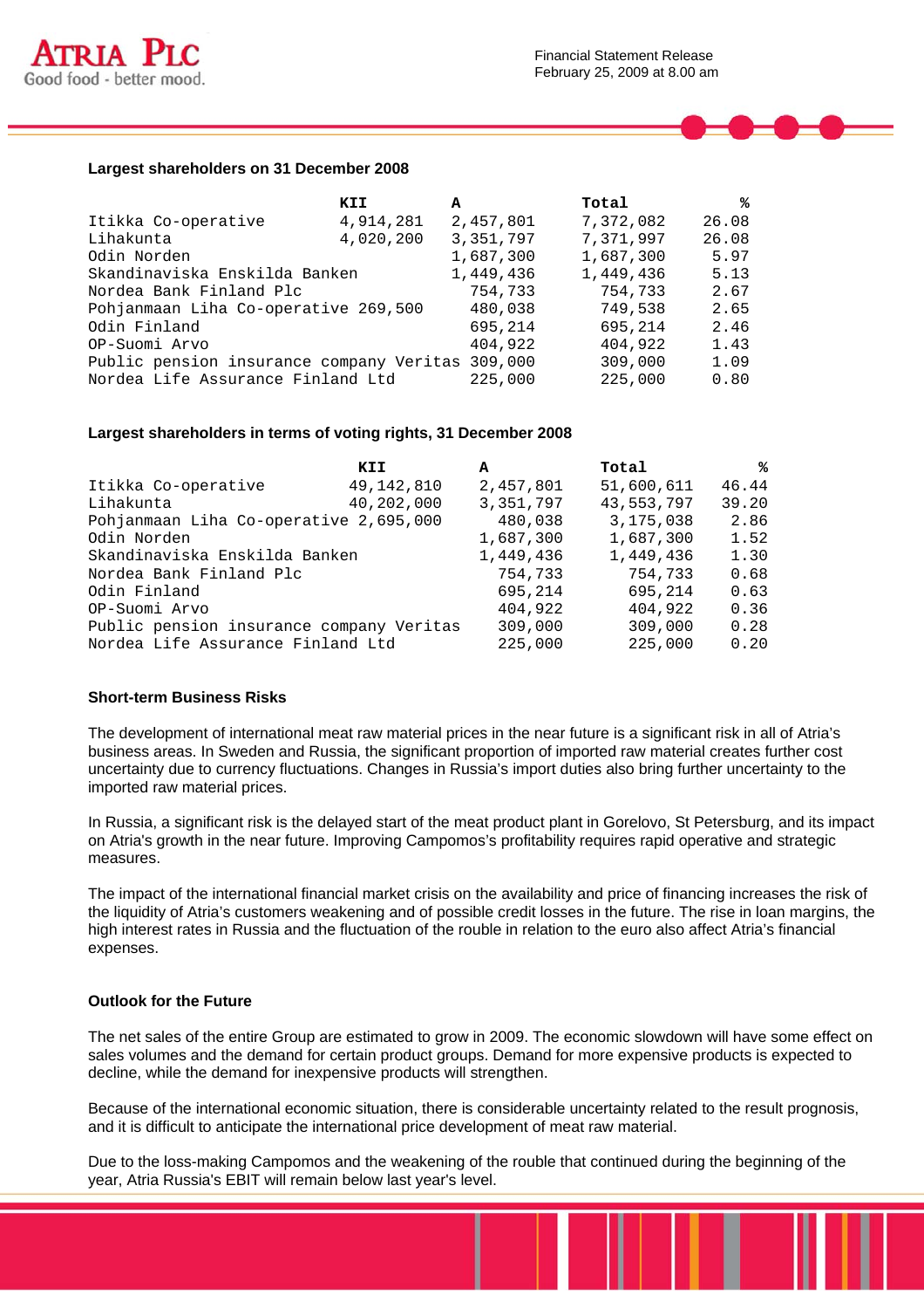**Largest shareholders on 31 December 2008**

| | KII | A | Total | % |
|---|---|---|---|---|
| Itikka Co-operative | 4,914,281 | 2,457,801 | 7,372,082 | 26.08 |
| Lihakunta | 4,020,200 | 3,351,797 | 7,371,997 | 26.08 |
| Odin Norden | | 1,687,300 | 1,687,300 | 5.97 |
| Skandinaviska Enskilda Banken | | 1,449,436 | 1,449,436 | 5.13 |
| Nordea Bank Finland Plc | | 754,733 | 754,733 | 2.67 |
| Pohjanmaan Liha Co-operative | 269,500 | 480,038 | 749,538 | 2.65 |
| Odin Finland | | 695,214 | 695,214 | 2.46 |
| OP-Suomi Arvo | | 404,922 | 404,922 | 1.43 |
| Public pension insurance company Veritas | | 309,000 | 309,000 | 1.09 |
| Nordea Life Assurance Finland Ltd | | 225,000 | 225,000 | 0.80 |

**Largest shareholders in terms of voting rights, 31 December 2008**

| | KII | A | Total | % |
|---|---|---|---|---|
| Itikka Co-operative | 49,142,810 | 2,457,801 | 51,600,611 | 46.44 |
| Lihakunta | 40,202,000 | 3,351,797 | 43,553,797 | 39.20 |
| Pohjanmaan Liha Co-operative | 2,695,000 | 480,038 | 3,175,038 | 2.86 |
| Odin Norden | | 1,687,300 | 1,687,300 | 1.52 |
| Skandinaviska Enskilda Banken | | 1,449,436 | 1,449,436 | 1.30 |
| Nordea Bank Finland Plc | | 754,733 | 754,733 | 0.68 |
| Odin Finland | | 695,214 | 695,214 | 0.63 |
| OP-Suomi Arvo | | 404,922 | 404,922 | 0.36 |
| Public pension insurance company Veritas | | 309,000 | 309,000 | 0.28 |
| Nordea Life Assurance Finland Ltd | | 225,000 | 225,000 | 0.20 |

**Short-term Business Risks**

The development of international meat raw material prices in the near future is a significant risk in all of Atria's business areas. In Sweden and Russia, the significant proportion of imported raw material creates further cost uncertainty due to currency fluctuations. Changes in Russia's import duties also bring further uncertainty to the imported raw material prices.

In Russia, a significant risk is the delayed start of the meat product plant in Gorelovo, St Petersburg, and its impact on Atria's growth in the near future. Improving Campomos's profitability requires rapid operative and strategic measures.

The impact of the international financial market crisis on the availability and price of financing increases the risk of the liquidity of Atria's customers weakening and of possible credit losses in the future. The rise in loan margins, the high interest rates in Russia and the fluctuation of the rouble in relation to the euro also affect Atria's financial expenses.

**Outlook for the Future**

The net sales of the entire Group are estimated to grow in 2009. The economic slowdown will have some effect on sales volumes and the demand for certain product groups. Demand for more expensive products is expected to decline, while the demand for inexpensive products will strengthen.

Because of the international economic situation, there is considerable uncertainty related to the result prognosis, and it is difficult to anticipate the international price development of meat raw material.

Due to the loss-making Campomos and the weakening of the rouble that continued during the beginning of the year, Atria Russia's EBIT will remain below last year's level.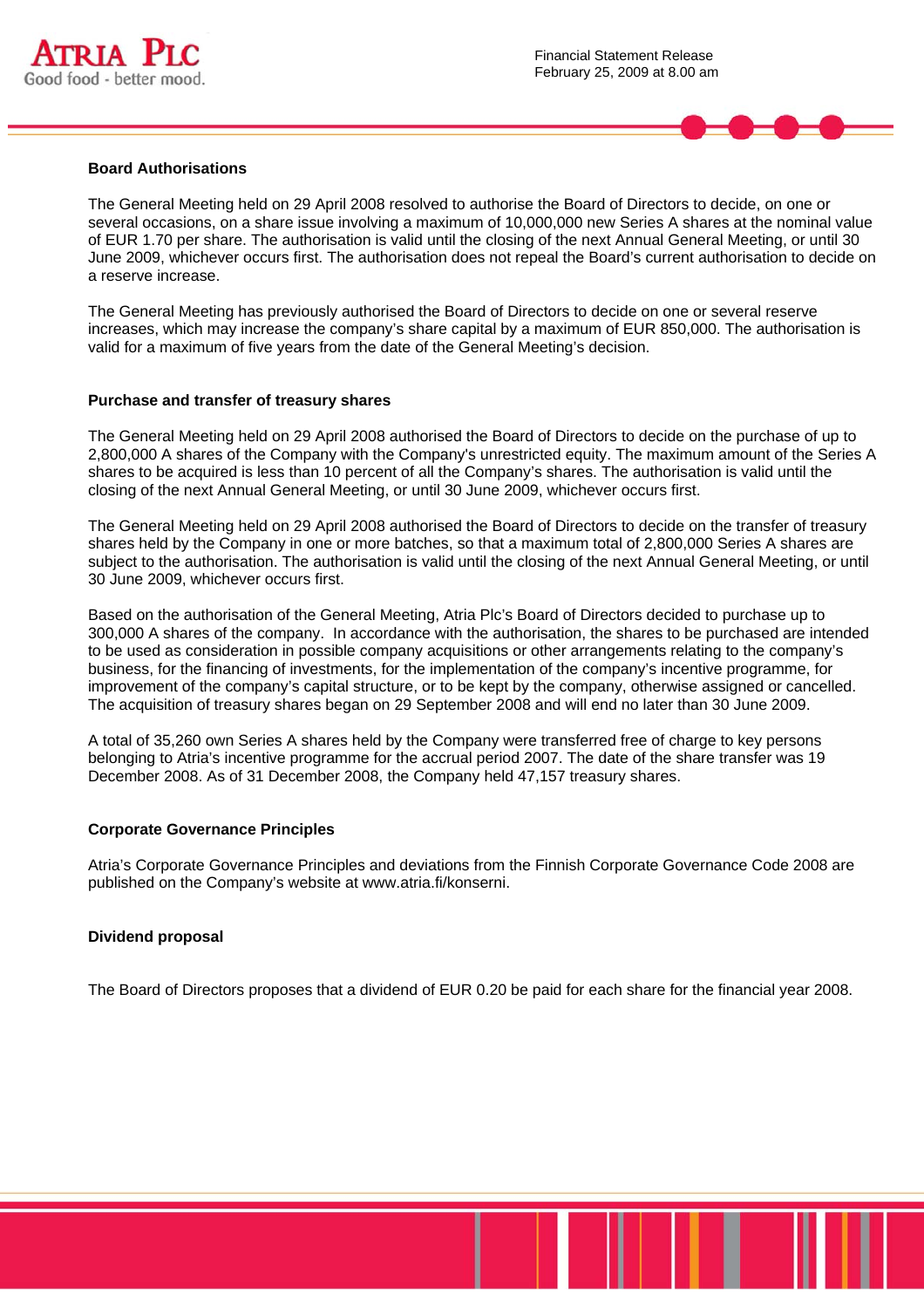### Board Authorisations

The General Meeting held on 29 April 2008 resolved to authorise the Board of Directors to decide, on one or several occasions, on a share issue involving a maximum of 10,000,000 new Series A shares at the nominal value of EUR 1.70 per share. The authorisation is valid until the closing of the next Annual General Meeting, or until 30 June 2009, whichever occurs first. The authorisation does not repeal the Board's current authorisation to decide on a reserve increase.

The General Meeting has previously authorised the Board of Directors to decide on one or several reserve increases, which may increase the company's share capital by a maximum of EUR 850,000. The authorisation is valid for a maximum of five years from the date of the General Meeting's decision.

### Purchase and transfer of treasury shares

The General Meeting held on 29 April 2008 authorised the Board of Directors to decide on the purchase of up to 2,800,000 A shares of the Company with the Company's unrestricted equity. The maximum amount of the Series A shares to be acquired is less than 10 percent of all the Company's shares. The authorisation is valid until the closing of the next Annual General Meeting, or until 30 June 2009, whichever occurs first.

The General Meeting held on 29 April 2008 authorised the Board of Directors to decide on the transfer of treasury shares held by the Company in one or more batches, so that a maximum total of 2,800,000 Series A shares are subject to the authorisation. The authorisation is valid until the closing of the next Annual General Meeting, or until 30 June 2009, whichever occurs first.

Based on the authorisation of the General Meeting, Atria Plc's Board of Directors decided to purchase up to 300,000 A shares of the company. In accordance with the authorisation, the shares to be purchased are intended to be used as consideration in possible company acquisitions or other arrangements relating to the company's business, for the financing of investments, for the implementation of the company's incentive programme, for improvement of the company's capital structure, or to be kept by the company, otherwise assigned or cancelled. The acquisition of treasury shares began on 29 September 2008 and will end no later than 30 June 2009.

A total of 35,260 own Series A shares held by the Company were transferred free of charge to key persons belonging to Atria's incentive programme for the accrual period 2007. The date of the share transfer was 19 December 2008. As of 31 December 2008, the Company held 47,157 treasury shares.

### Corporate Governance Principles

Atria's Corporate Governance Principles and deviations from the Finnish Corporate Governance Code 2008 are published on the Company's website at www.atria.fi/konserni.

### Dividend proposal

The Board of Directors proposes that a dividend of EUR 0.20 be paid for each share for the financial year 2008.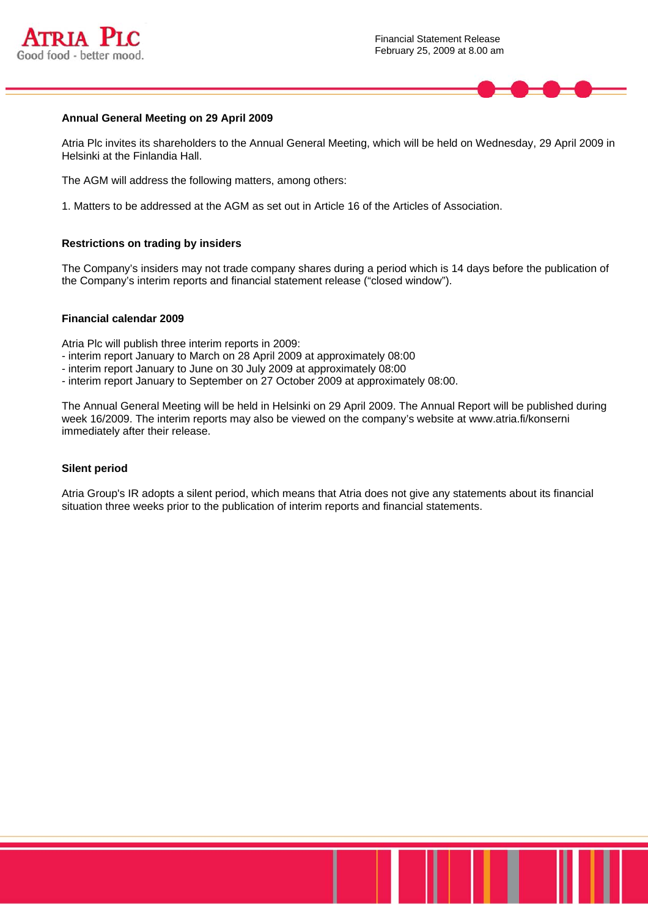### Annual General Meeting on 29 April 2009

Atria Plc invites its shareholders to the Annual General Meeting, which will be held on Wednesday, 29 April 2009 in Helsinki at the Finlandia Hall.

The AGM will address the following matters, among others:

1. Matters to be addressed at the AGM as set out in Article 16 of the Articles of Association.

### Restrictions on trading by insiders

The Company's insiders may not trade company shares during a period which is 14 days before the publication of the Company's interim reports and financial statement release ("closed window").

### Financial calendar 2009

Atria Plc will publish three interim reports in 2009:
- interim report January to March on 28 April 2009 at approximately 08:00
- interim report January to June on 30 July 2009 at approximately 08:00
- interim report January to September on 27 October 2009 at approximately 08:00.

The Annual General Meeting will be held in Helsinki on 29 April 2009. The Annual Report will be published during week 16/2009. The interim reports may also be viewed on the company's website at www.atria.fi/konserni immediately after their release.

### Silent period

Atria Group's IR adopts a silent period, which means that Atria does not give any statements about its financial situation three weeks prior to the publication of interim reports and financial statements.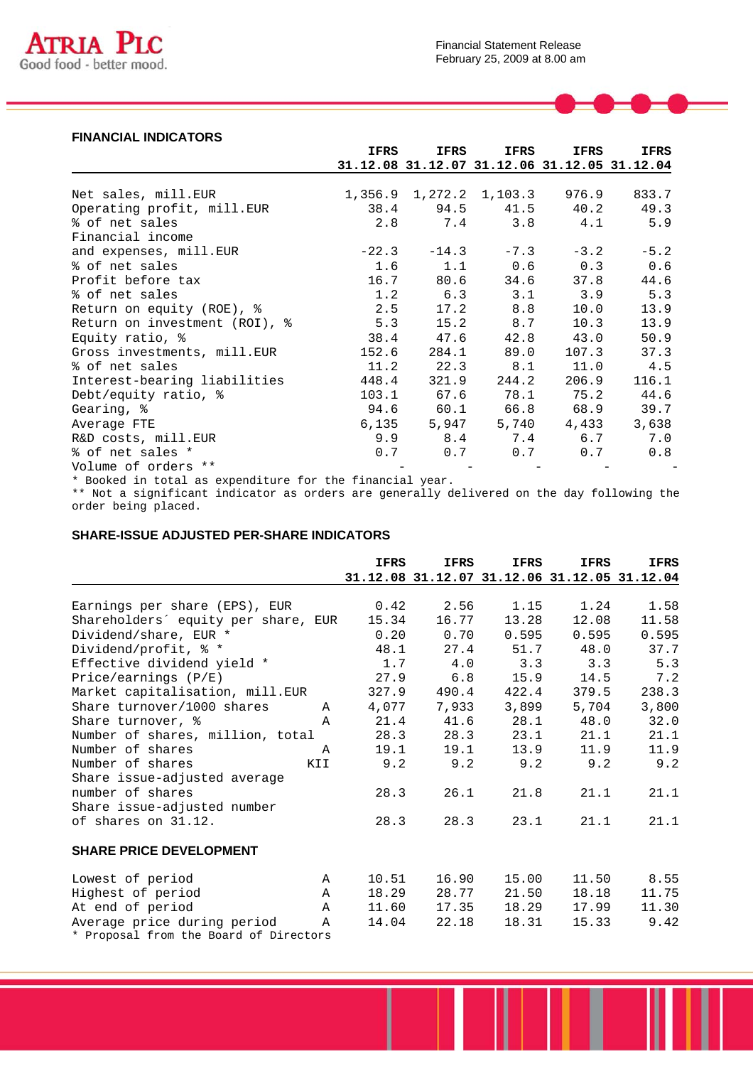## FINANCIAL INDICATORS

| | IFRS 31.12.08 | IFRS 31.12.07 | IFRS 31.12.06 | IFRS 31.12.05 | IFRS 31.12.04 |
|---|---|---|---|---|---|
| Net sales, mill.EUR | 1,356.9 | 1,272.2 | 1,103.3 | 976.9 | 833.7 |
| Operating profit, mill.EUR | 38.4 | 94.5 | 41.5 | 40.2 | 49.3 |
| % of net sales | 2.8 | 7.4 | 3.8 | 4.1 | 5.9 |
| Financial income and expenses, mill.EUR | -22.3 | -14.3 | -7.3 | -3.2 | -5.2 |
| % of net sales | 1.6 | 1.1 | 0.6 | 0.3 | 0.6 |
| Profit before tax | 16.7 | 80.6 | 34.6 | 37.8 | 44.6 |
| % of net sales | 1.2 | 6.3 | 3.1 | 3.9 | 5.3 |
| Return on equity (ROE), % | 2.5 | 17.2 | 8.8 | 10.0 | 13.9 |
| Return on investment (ROI), % | 5.3 | 15.2 | 8.7 | 10.3 | 13.9 |
| Equity ratio, % | 38.4 | 47.6 | 42.8 | 43.0 | 50.9 |
| Gross investments, mill.EUR | 152.6 | 284.1 | 89.0 | 107.3 | 37.3 |
| % of net sales | 11.2 | 22.3 | 8.1 | 11.0 | 4.5 |
| Interest-bearing liabilities | 448.4 | 321.9 | 244.2 | 206.9 | 116.1 |
| Debt/equity ratio, % | 103.1 | 67.6 | 78.1 | 75.2 | 44.6 |
| Gearing, % | 94.6 | 60.1 | 66.8 | 68.9 | 39.7 |
| Average FTE | 6,135 | 5,947 | 5,740 | 4,433 | 3,638 |
| R&D costs, mill.EUR | 9.9 | 8.4 | 7.4 | 6.7 | 7.0 |
| % of net sales * | 0.7 | 0.7 | 0.7 | 0.7 | 0.8 |
| Volume of orders ** | - | - | - | - | - |

* Booked in total as expenditure for the financial year.
** Not a significant indicator as orders are generally delivered on the day following the order being placed.

## SHARE-ISSUE ADJUSTED PER-SHARE INDICATORS

| | | IFRS 31.12.08 | IFRS 31.12.07 | IFRS 31.12.06 | IFRS 31.12.05 | IFRS 31.12.04 |
|---|---|---|---|---|---|---|
| Earnings per share (EPS), EUR | | 0.42 | 2.56 | 1.15 | 1.24 | 1.58 |
| Shareholders´ equity per share, EUR | | 15.34 | 16.77 | 13.28 | 12.08 | 11.58 |
| Dividend/share, EUR * | | 0.20 | 0.70 | 0.595 | 0.595 | 0.595 |
| Dividend/profit, % * | | 48.1 | 27.4 | 51.7 | 48.0 | 37.7 |
| Effective dividend yield * | | 1.7 | 4.0 | 3.3 | 3.3 | 5.3 |
| Price/earnings (P/E) | | 27.9 | 6.8 | 15.9 | 14.5 | 7.2 |
| Market capitalisation, mill.EUR | | 327.9 | 490.4 | 422.4 | 379.5 | 238.3 |
| Share turnover/1000 shares | A | 4,077 | 7,933 | 3,899 | 5,704 | 3,800 |
| Share turnover, % | A | 21.4 | 41.6 | 28.1 | 48.0 | 32.0 |
| Number of shares, million, total | | 28.3 | 28.3 | 23.1 | 21.1 | 21.1 |
| Number of shares | A | 19.1 | 19.1 | 13.9 | 11.9 | 11.9 |
| Number of shares | KII | 9.2 | 9.2 | 9.2 | 9.2 | 9.2 |
| Share issue-adjusted average number of shares | | 28.3 | 26.1 | 21.8 | 21.1 | 21.1 |
| Share issue-adjusted number of shares on 31.12. | | 28.3 | 28.3 | 23.1 | 21.1 | 21.1 |

## SHARE PRICE DEVELOPMENT

| | | 31.12.08 | 31.12.07 | 31.12.06 | 31.12.05 | 31.12.04 |
|---|---|---|---|---|---|---|
| Lowest of period | A | 10.51 | 16.90 | 15.00 | 11.50 | 8.55 |
| Highest of period | A | 18.29 | 28.77 | 21.50 | 18.18 | 11.75 |
| At end of period | A | 11.60 | 17.35 | 18.29 | 17.99 | 11.30 |
| Average price during period | A | 14.04 | 22.18 | 18.31 | 15.33 | 9.42 |

* Proposal from the Board of Directors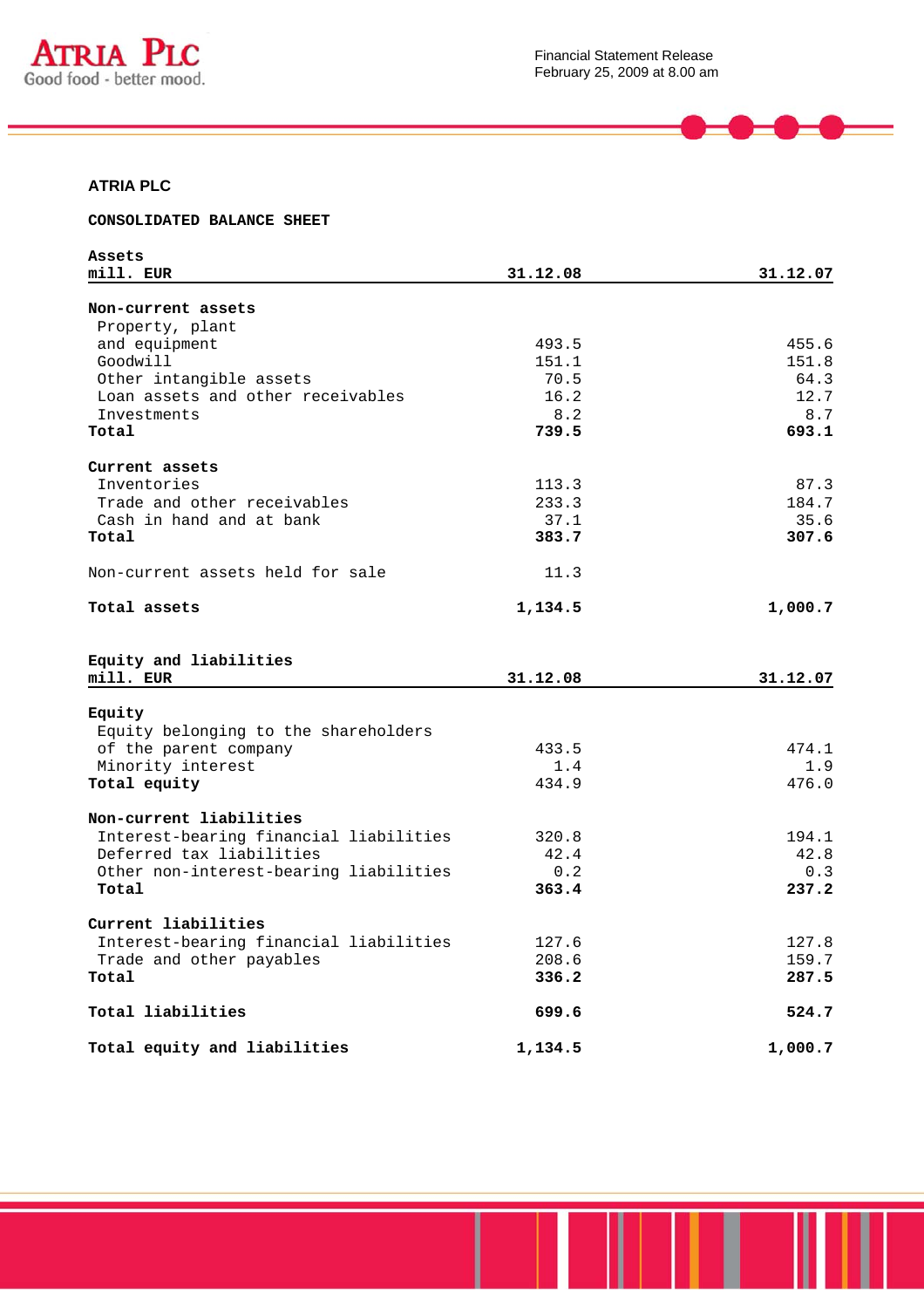## ATRIA PLC

### CONSOLIDATED BALANCE SHEET

| Assets<br>mill. EUR | 31.12.08 | 31.12.07 |
|---|---|---|
| **Non-current assets** | | |
| Property, plant and equipment | 493.5 | 455.6 |
| Goodwill | 151.1 | 151.8 |
| Other intangible assets | 70.5 | 64.3 |
| Loan assets and other receivables | 16.2 | 12.7 |
| Investments | 8.2 | 8.7 |
| **Total** | **739.5** | **693.1** |
| **Current assets** | | |
| Inventories | 113.3 | 87.3 |
| Trade and other receivables | 233.3 | 184.7 |
| Cash in hand and at bank | 37.1 | 35.6 |
| **Total** | **383.7** | **307.6** |
| Non-current assets held for sale | 11.3 | |
| **Total assets** | **1,134.5** | **1,000.7** |

| Equity and liabilities<br>mill. EUR | 31.12.08 | 31.12.07 |
|---|---|---|
| **Equity** | | |
| Equity belonging to the shareholders of the parent company | 433.5 | 474.1 |
| Minority interest | 1.4 | 1.9 |
| **Total equity** | 434.9 | 476.0 |
| **Non-current liabilities** | | |
| Interest-bearing financial liabilities | 320.8 | 194.1 |
| Deferred tax liabilities | 42.4 | 42.8 |
| Other non-interest-bearing liabilities | 0.2 | 0.3 |
| **Total** | **363.4** | **237.2** |
| **Current liabilities** | | |
| Interest-bearing financial liabilities | 127.6 | 127.8 |
| Trade and other payables | 208.6 | 159.7 |
| **Total** | **336.2** | **287.5** |
| **Total liabilities** | **699.6** | **524.7** |
| **Total equity and liabilities** | **1,134.5** | **1,000.7** |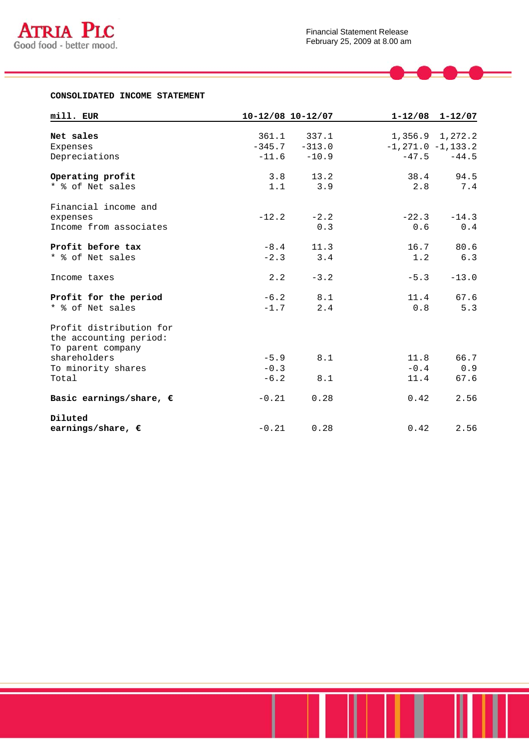## CONSOLIDATED INCOME STATEMENT

| mill. EUR | 10-12/08 | 10-12/07 | 1-12/08 | 1-12/07 |
|---|---|---|---|---|
| **Net sales** | 361.1 | 337.1 | 1,356.9 | 1,272.2 |
| Expenses | -345.7 | -313.0 | -1,271.0 | -1,133.2 |
| Depreciations | -11.6 | -10.9 | -47.5 | -44.5 |
| **Operating profit** | 3.8 | 13.2 | 38.4 | 94.5 |
| * % of Net sales | 1.1 | 3.9 | 2.8 | 7.4 |
| Financial income and expenses | -12.2 | -2.2 | -22.3 | -14.3 |
| Income from associates | | 0.3 | 0.6 | 0.4 |
| **Profit before tax** | -8.4 | 11.3 | 16.7 | 80.6 |
| * % of Net sales | -2.3 | 3.4 | 1.2 | 6.3 |
| Income taxes | 2.2 | -3.2 | -5.3 | -13.0 |
| **Profit for the period** | -6.2 | 8.1 | 11.4 | 67.6 |
| * % of Net sales | -1.7 | 2.4 | 0.8 | 5.3 |
| Profit distribution for the accounting period: | | | | |
| To parent company shareholders | -5.9 | 8.1 | 11.8 | 66.7 |
| To minority shares | -0.3 | | -0.4 | 0.9 |
| Total | -6.2 | 8.1 | 11.4 | 67.6 |
| **Basic earnings/share, €** | -0.21 | 0.28 | 0.42 | 2.56 |
| **Diluted earnings/share, €** | -0.21 | 0.28 | 0.42 | 2.56 |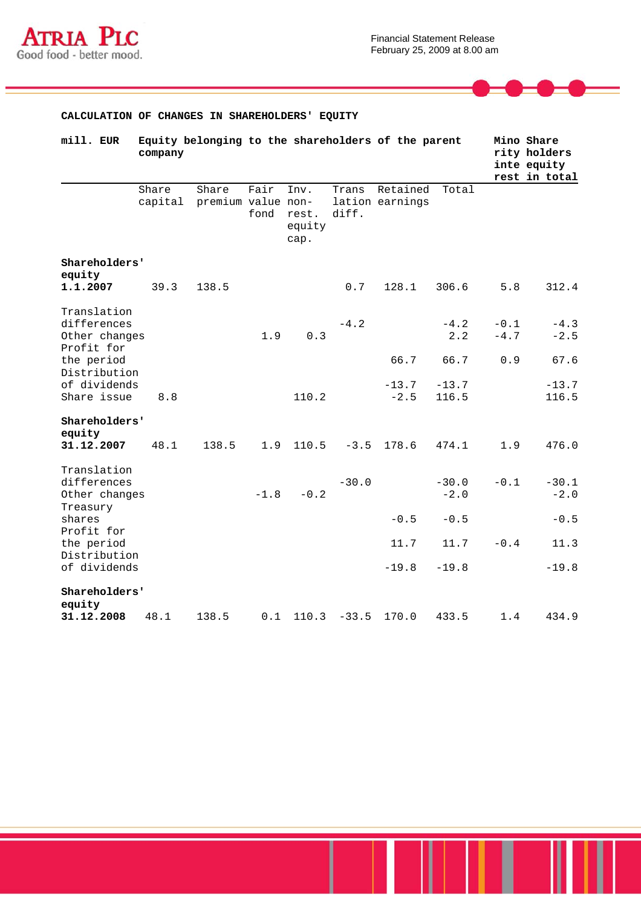## CALCULATION OF CHANGES IN SHAREHOLDERS' EQUITY

| mill. EUR | Equity belonging to the shareholders of the parent company | | | | | | | Minority interest | Shareholders equity in total |
|---|---|---|---|---|---|---|---|---|---|
| | Share capital | Share premium | Fair value fond | Inv. non-rest. equity cap. | Translation diff. | Retained earnings | Total | | |
| **Shareholders' equity 1.1.2007** | 39.3 | 138.5 | | | 0.7 | 128.1 | 306.6 | 5.8 | 312.4 |
| Translation differences | | | | | -4.2 | | -4.2 | -0.1 | -4.3 |
| Other changes | | | 1.9 | 0.3 | | | 2.2 | -4.7 | -2.5 |
| Profit for the period | | | | | | 66.7 | 66.7 | 0.9 | 67.6 |
| Distribution of dividends | | | | | | -13.7 | -13.7 | | -13.7 |
| Share issue | 8.8 | | | 110.2 | | -2.5 | 116.5 | | 116.5 |
| **Shareholders' equity 31.12.2007** | 48.1 | 138.5 | 1.9 | 110.5 | -3.5 | 178.6 | 474.1 | 1.9 | 476.0 |
| Translation differences | | | | | -30.0 | | -30.0 | -0.1 | -30.1 |
| Other changes | | | -1.8 | -0.2 | | | -2.0 | | -2.0 |
| Treasury shares | | | | | | -0.5 | -0.5 | | -0.5 |
| Profit for the period | | | | | | 11.7 | 11.7 | -0.4 | 11.3 |
| Distribution of dividends | | | | | | -19.8 | -19.8 | | -19.8 |
| **Shareholders' equity 31.12.2008** | 48.1 | 138.5 | 0.1 | 110.3 | -33.5 | 170.0 | 433.5 | 1.4 | 434.9 |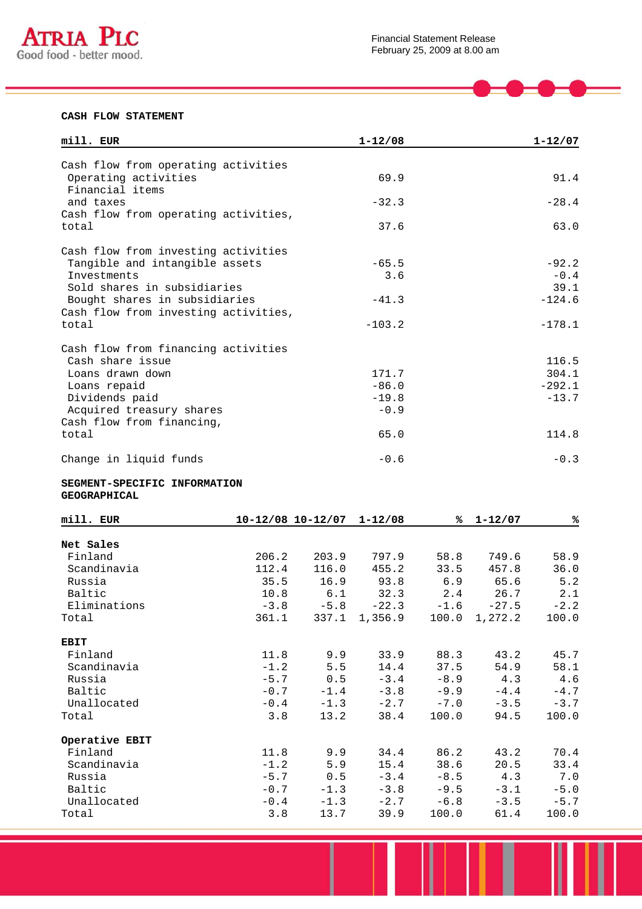## CASH FLOW STATEMENT

| mill. EUR | 1-12/08 | 1-12/07 |
|---|---|---|
| Cash flow from operating activities | | |
| Operating activities | 69.9 | 91.4 |
| Financial items and taxes | -32.3 | -28.4 |
| Cash flow from operating activities, total | 37.6 | 63.0 |
| | | |
| Cash flow from investing activities | | |
| Tangible and intangible assets | -65.5 | -92.2 |
| Investments | 3.6 | -0.4 |
| Sold shares in subsidiaries | | 39.1 |
| Bought shares in subsidiaries | -41.3 | -124.6 |
| Cash flow from investing activities, total | -103.2 | -178.1 |
| | | |
| Cash flow from financing activities | | |
| Cash share issue | | 116.5 |
| Loans drawn down | 171.7 | 304.1 |
| Loans repaid | -86.0 | -292.1 |
| Dividends paid | -19.8 | -13.7 |
| Acquired treasury shares | -0.9 | |
| Cash flow from financing, total | 65.0 | 114.8 |
| | | |
| Change in liquid funds | -0.6 | -0.3 |

## SEGMENT-SPECIFIC INFORMATION
### GEOGRAPHICAL

| mill. EUR | 10-12/08 | 10-12/07 | 1-12/08 | % | 1-12/07 | % |
|---|---|---|---|---|---|---|
| **Net Sales** | | | | | | |
| Finland | 206.2 | 203.9 | 797.9 | 58.8 | 749.6 | 58.9 |
| Scandinavia | 112.4 | 116.0 | 455.2 | 33.5 | 457.8 | 36.0 |
| Russia | 35.5 | 16.9 | 93.8 | 6.9 | 65.6 | 5.2 |
| Baltic | 10.8 | 6.1 | 32.3 | 2.4 | 26.7 | 2.1 |
| Eliminations | -3.8 | -5.8 | -22.3 | -1.6 | -27.5 | -2.2 |
| Total | 361.1 | 337.1 | 1,356.9 | 100.0 | 1,272.2 | 100.0 |
| | | | | | | |
| **EBIT** | | | | | | |
| Finland | 11.8 | 9.9 | 33.9 | 88.3 | 43.2 | 45.7 |
| Scandinavia | -1.2 | 5.5 | 14.4 | 37.5 | 54.9 | 58.1 |
| Russia | -5.7 | 0.5 | -3.4 | -8.9 | 4.3 | 4.6 |
| Baltic | -0.7 | -1.4 | -3.8 | -9.9 | -4.4 | -4.7 |
| Unallocated | -0.4 | -1.3 | -2.7 | -7.0 | -3.5 | -3.7 |
| Total | 3.8 | 13.2 | 38.4 | 100.0 | 94.5 | 100.0 |
| | | | | | | |
| **Operative EBIT** | | | | | | |
| Finland | 11.8 | 9.9 | 34.4 | 86.2 | 43.2 | 70.4 |
| Scandinavia | -1.2 | 5.9 | 15.4 | 38.6 | 20.5 | 33.4 |
| Russia | -5.7 | 0.5 | -3.4 | -8.5 | 4.3 | 7.0 |
| Baltic | -0.7 | -1.3 | -3.8 | -9.5 | -3.1 | -5.0 |
| Unallocated | -0.4 | -1.3 | -2.7 | -6.8 | -3.5 | -5.7 |
| Total | 3.8 | 13.7 | 39.9 | 100.0 | 61.4 | 100.0 |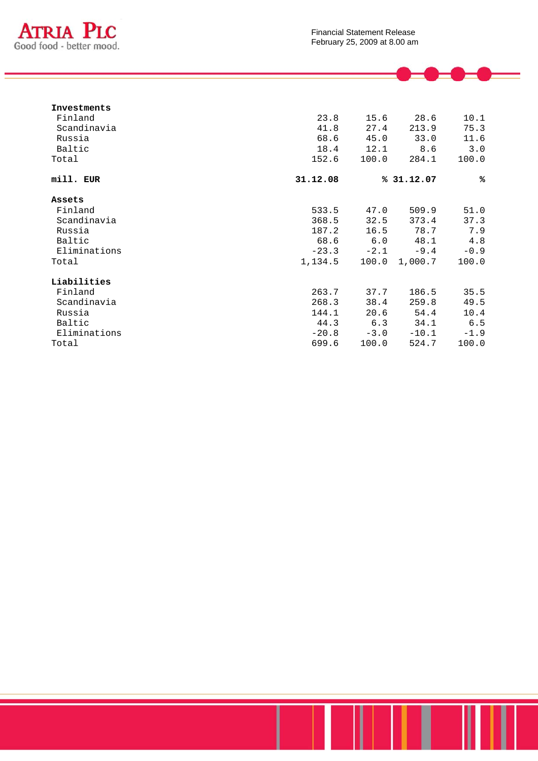| | | | | |
|---|---|---|---|---|
| **Investments** | | | | |
| Finland | 23.8 | 15.6 | 28.6 | 10.1 |
| Scandinavia | 41.8 | 27.4 | 213.9 | 75.3 |
| Russia | 68.6 | 45.0 | 33.0 | 11.6 |
| Baltic | 18.4 | 12.1 | 8.6 | 3.0 |
| Total | 152.6 | 100.0 | 284.1 | 100.0 |

| **mill. EUR** | **31.12.08** | **%** | **31.12.07** | **%** |
|---|---|---|---|---|
| **Assets** | | | | |
| Finland | 533.5 | 47.0 | 509.9 | 51.0 |
| Scandinavia | 368.5 | 32.5 | 373.4 | 37.3 |
| Russia | 187.2 | 16.5 | 78.7 | 7.9 |
| Baltic | 68.6 | 6.0 | 48.1 | 4.8 |
| Eliminations | -23.3 | -2.1 | -9.4 | -0.9 |
| Total | 1,134.5 | 100.0 | 1,000.7 | 100.0 |
| **Liabilities** | | | | |
| Finland | 263.7 | 37.7 | 186.5 | 35.5 |
| Scandinavia | 268.3 | 38.4 | 259.8 | 49.5 |
| Russia | 144.1 | 20.6 | 54.4 | 10.4 |
| Baltic | 44.3 | 6.3 | 34.1 | 6.5 |
| Eliminations | -20.8 | -3.0 | -10.1 | -1.9 |
| Total | 699.6 | 100.0 | 524.7 | 100.0 |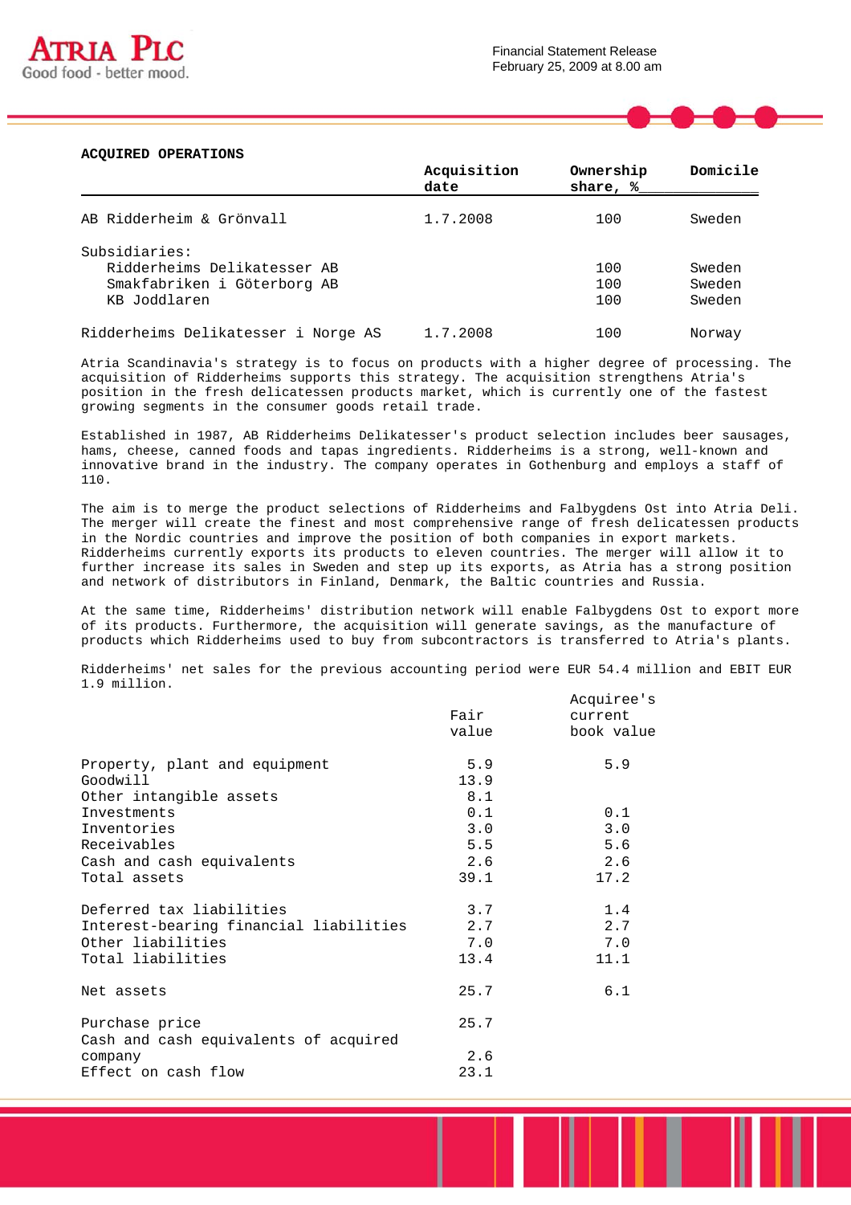## ACQUIRED OPERATIONS

| | Acquisition date | Ownership share, % | Domicile |
|---|---|---|---|
| AB Ridderheim & Grönvall | 1.7.2008 | 100 | Sweden |
| Subsidiaries: | | | |
| Ridderheims Delikatesser AB | | 100 | Sweden |
| Smakfabriken i Göterborg AB | | 100 | Sweden |
| KB Joddlaren | | 100 | Sweden |
| Ridderheims Delikatesser i Norge AS | 1.7.2008 | 100 | Norway |

Atria Scandinavia's strategy is to focus on products with a higher degree of processing. The acquisition of Ridderheims supports this strategy. The acquisition strengthens Atria's position in the fresh delicatessen products market, which is currently one of the fastest growing segments in the consumer goods retail trade.

Established in 1987, AB Ridderheims Delikatesser's product selection includes beer sausages, hams, cheese, canned foods and tapas ingredients. Ridderheims is a strong, well-known and innovative brand in the industry. The company operates in Gothenburg and employs a staff of 110.

The aim is to merge the product selections of Ridderheims and Falbygdens Ost into Atria Deli. The merger will create the finest and most comprehensive range of fresh delicatessen products in the Nordic countries and improve the position of both companies in export markets. Ridderheims currently exports its products to eleven countries. The merger will allow it to further increase its sales in Sweden and step up its exports, as Atria has a strong position and network of distributors in Finland, Denmark, the Baltic countries and Russia.

At the same time, Ridderheims' distribution network will enable Falbygdens Ost to export more of its products. Furthermore, the acquisition will generate savings, as the manufacture of products which Ridderheims used to buy from subcontractors is transferred to Atria's plants.

Ridderheims' net sales for the previous accounting period were EUR 54.4 million and EBIT EUR 1.9 million.

| | Fair value | Acquiree's current book value |
|---|---|---|
| Property, plant and equipment | 5.9 | 5.9 |
| Goodwill | 13.9 | |
| Other intangible assets | 8.1 | |
| Investments | 0.1 | 0.1 |
| Inventories | 3.0 | 3.0 |
| Receivables | 5.5 | 5.6 |
| Cash and cash equivalents | 2.6 | 2.6 |
| Total assets | 39.1 | 17.2 |
| | | |
| Deferred tax liabilities | 3.7 | 1.4 |
| Interest-bearing financial liabilities | 2.7 | 2.7 |
| Other liabilities | 7.0 | 7.0 |
| Total liabilities | 13.4 | 11.1 |
| | | |
| Net assets | 25.7 | 6.1 |
| | | |
| Purchase price | 25.7 | |
| Cash and cash equivalents of acquired company | 2.6 | |
| Effect on cash flow | 23.1 | |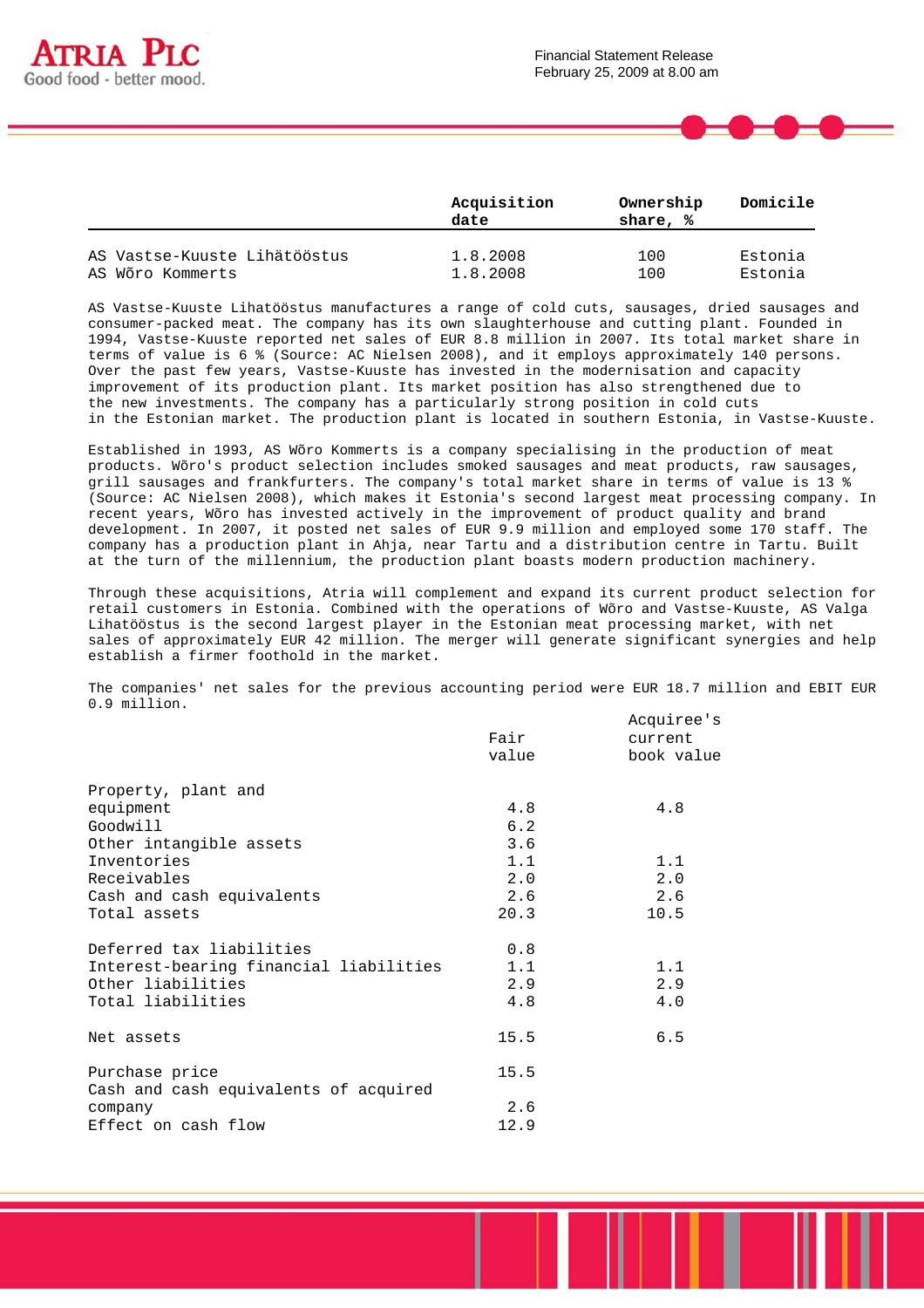| | Acquisition date | Ownership share, % | Domicile |
|---|---|---|---|
| AS Vastse-Kuuste Lihätööstus | 1.8.2008 | 100 | Estonia |
| AS Wõro Kommerts | 1.8.2008 | 100 | Estonia |

AS Vastse-Kuuste Lihatööstus manufactures a range of cold cuts, sausages, dried sausages and consumer-packed meat. The company has its own slaughterhouse and cutting plant. Founded in 1994, Vastse-Kuuste reported net sales of EUR 8.8 million in 2007. Its total market share in terms of value is 6 % (Source: AC Nielsen 2008), and it employs approximately 140 persons. Over the past few years, Vastse-Kuuste has invested in the modernisation and capacity improvement of its production plant. Its market position has also strengthened due to the new investments. The company has a particularly strong position in cold cuts in the Estonian market. The production plant is located in southern Estonia, in Vastse-Kuuste.

Established in 1993, AS Wõro Kommerts is a company specialising in the production of meat products. Wõro's product selection includes smoked sausages and meat products, raw sausages, grill sausages and frankfurters. The company's total market share in terms of value is 13 % (Source: AC Nielsen 2008), which makes it Estonia's second largest meat processing company. In recent years, Wõro has invested actively in the improvement of product quality and brand development. In 2007, it posted net sales of EUR 9.9 million and employed some 170 staff. The company has a production plant in Ahja, near Tartu and a distribution centre in Tartu. Built at the turn of the millennium, the production plant boasts modern production machinery.

Through these acquisitions, Atria will complement and expand its current product selection for retail customers in Estonia. Combined with the operations of Wõro and Vastse-Kuuste, AS Valga Lihatööstus is the second largest player in the Estonian meat processing market, with net sales of approximately EUR 42 million. The merger will generate significant synergies and help establish a firmer foothold in the market.

The companies' net sales for the previous accounting period were EUR 18.7 million and EBIT EUR 0.9 million.

| | Fair value | Acquiree's current book value |
|---|---|---|
| Property, plant and equipment | 4.8 | 4.8 |
| Goodwill | 6.2 | |
| Other intangible assets | 3.6 | |
| Inventories | 1.1 | 1.1 |
| Receivables | 2.0 | 2.0 |
| Cash and cash equivalents | 2.6 | 2.6 |
| Total assets | 20.3 | 10.5 |
| | | |
| Deferred tax liabilities | 0.8 | |
| Interest-bearing financial liabilities | 1.1 | 1.1 |
| Other liabilities | 2.9 | 2.9 |
| Total liabilities | 4.8 | 4.0 |
| | | |
| Net assets | 15.5 | 6.5 |
| | | |
| Purchase price | 15.5 | |
| Cash and cash equivalents of acquired company | 2.6 | |
| Effect on cash flow | 12.9 | |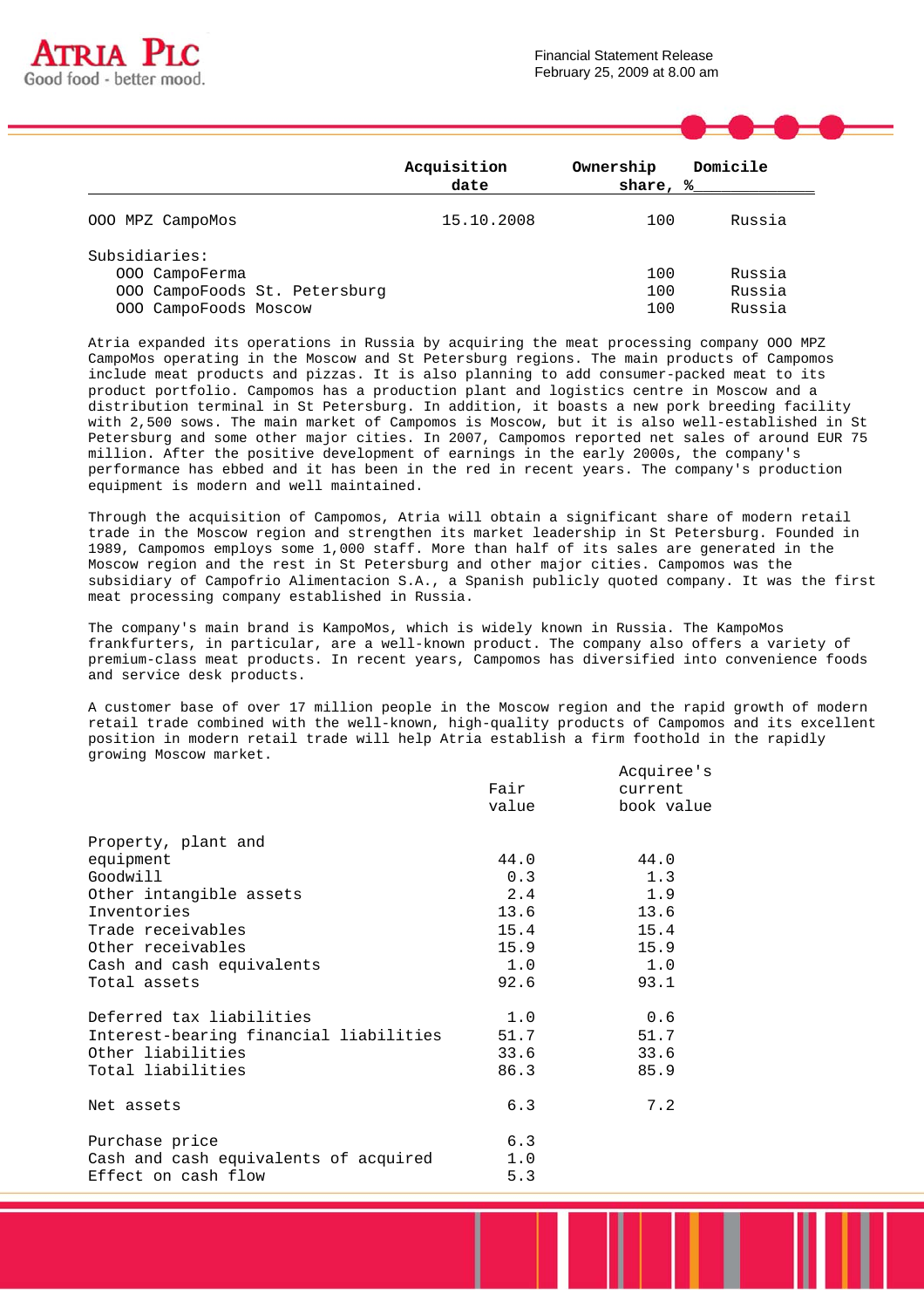| | Acquisition date | Ownership share, % | Domicile |
|---|---|---|---|
| OOO MPZ CampoMos | 15.10.2008 | 100 | Russia |
| Subsidiaries: | | | |
| OOO CampoFerma | | 100 | Russia |
| OOO CampoFoods St. Petersburg | | 100 | Russia |
| OOO CampoFoods Moscow | | 100 | Russia |

Atria expanded its operations in Russia by acquiring the meat processing company OOO MPZ CampoMos operating in the Moscow and St Petersburg regions. The main products of Campomos include meat products and pizzas. It is also planning to add consumer-packed meat to its product portfolio. Campomos has a production plant and logistics centre in Moscow and a distribution terminal in St Petersburg. In addition, it boasts a new pork breeding facility with 2,500 sows. The main market of Campomos is Moscow, but it is also well-established in St Petersburg and some other major cities. In 2007, Campomos reported net sales of around EUR 75 million. After the positive development of earnings in the early 2000s, the company's performance has ebbed and it has been in the red in recent years. The company's production equipment is modern and well maintained.

Through the acquisition of Campomos, Atria will obtain a significant share of modern retail trade in the Moscow region and strengthen its market leadership in St Petersburg. Founded in 1989, Campomos employs some 1,000 staff. More than half of its sales are generated in the Moscow region and the rest in St Petersburg and other major cities. Campomos was the subsidiary of Campofrio Alimentacion S.A., a Spanish publicly quoted company. It was the first meat processing company established in Russia.

The company's main brand is KampoMos, which is widely known in Russia. The KampoMos frankfurters, in particular, are a well-known product. The company also offers a variety of premium-class meat products. In recent years, Campomos has diversified into convenience foods and service desk products.

A customer base of over 17 million people in the Moscow region and the rapid growth of modern retail trade combined with the well-known, high-quality products of Campomos and its excellent position in modern retail trade will help Atria establish a firm foothold in the rapidly growing Moscow market.

| | Fair value | Acquiree's current book value |
|---|---|---|
| Property, plant and equipment | 44.0 | 44.0 |
| Goodwill | 0.3 | 1.3 |
| Other intangible assets | 2.4 | 1.9 |
| Inventories | 13.6 | 13.6 |
| Trade receivables | 15.4 | 15.4 |
| Other receivables | 15.9 | 15.9 |
| Cash and cash equivalents | 1.0 | 1.0 |
| Total assets | 92.6 | 93.1 |
| | | |
| Deferred tax liabilities | 1.0 | 0.6 |
| Interest-bearing financial liabilities | 51.7 | 51.7 |
| Other liabilities | 33.6 | 33.6 |
| Total liabilities | 86.3 | 85.9 |
| | | |
| Net assets | 6.3 | 7.2 |
| | | |
| Purchase price | 6.3 | |
| Cash and cash equivalents of acquired | 1.0 | |
| Effect on cash flow | 5.3 | |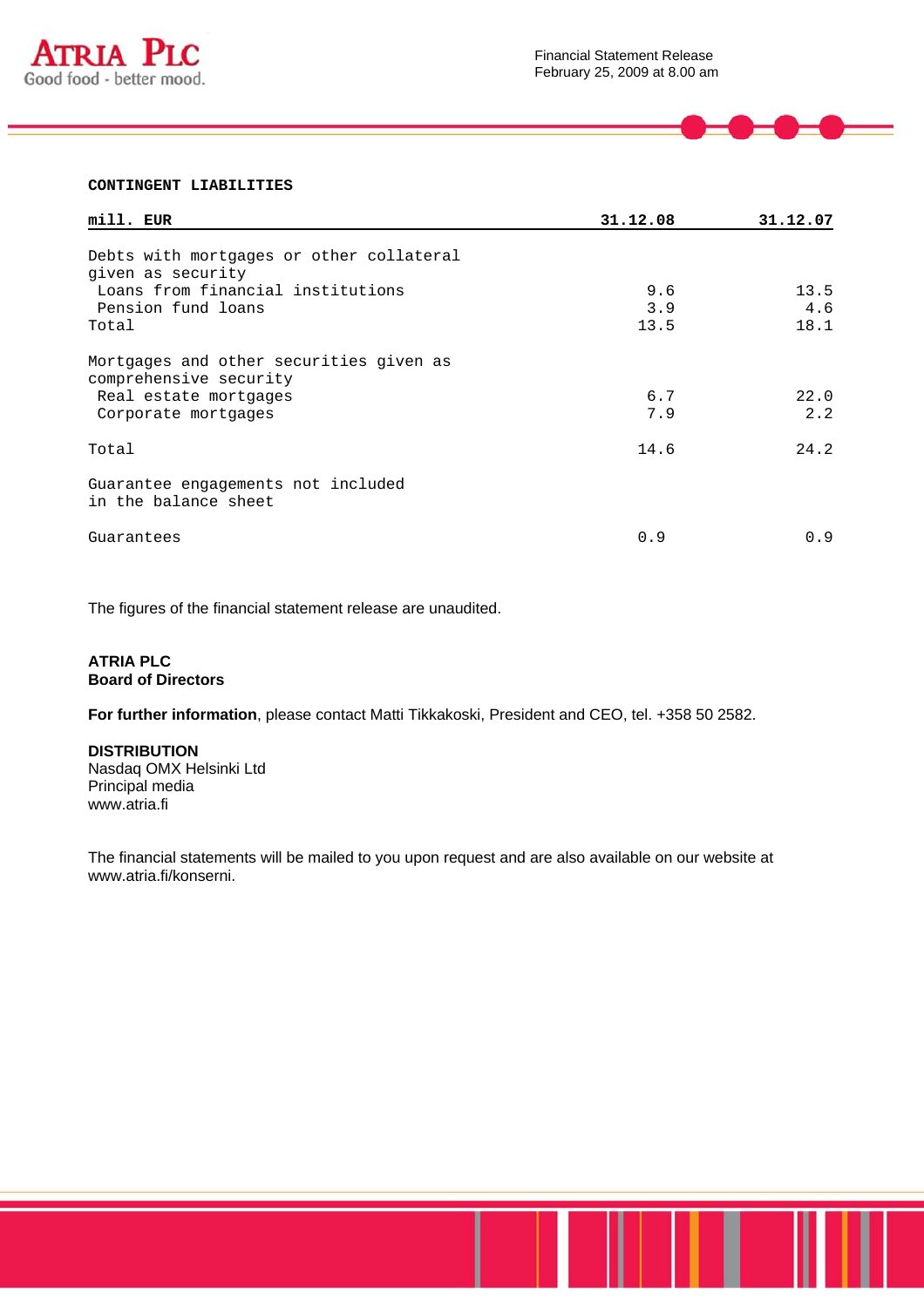**CONTINGENT LIABILITIES**

| mill. EUR | 31.12.08 | 31.12.07 |
|---|---|---|
| Debts with mortgages or other collateral given as security | | |
| Loans from financial institutions | 9.6 | 13.5 |
| Pension fund loans | 3.9 | 4.6 |
| Total | 13.5 | 18.1 |
| | | |
| Mortgages and other securities given as comprehensive security | | |
| Real estate mortgages | 6.7 | 22.0 |
| Corporate mortgages | 7.9 | 2.2 |
| | | |
| Total | 14.6 | 24.2 |
| | | |
| Guarantee engagements not included in the balance sheet | | |
| | | |
| Guarantees | 0.9 | 0.9 |

The figures of the financial statement release are unaudited.

**ATRIA PLC**
**Board of Directors**

**For further information**, please contact Matti Tikkakoski, President and CEO, tel. +358 50 2582.

**DISTRIBUTION**
Nasdaq OMX Helsinki Ltd
Principal media
www.atria.fi

The financial statements will be mailed to you upon request and are also available on our website at www.atria.fi/konserni.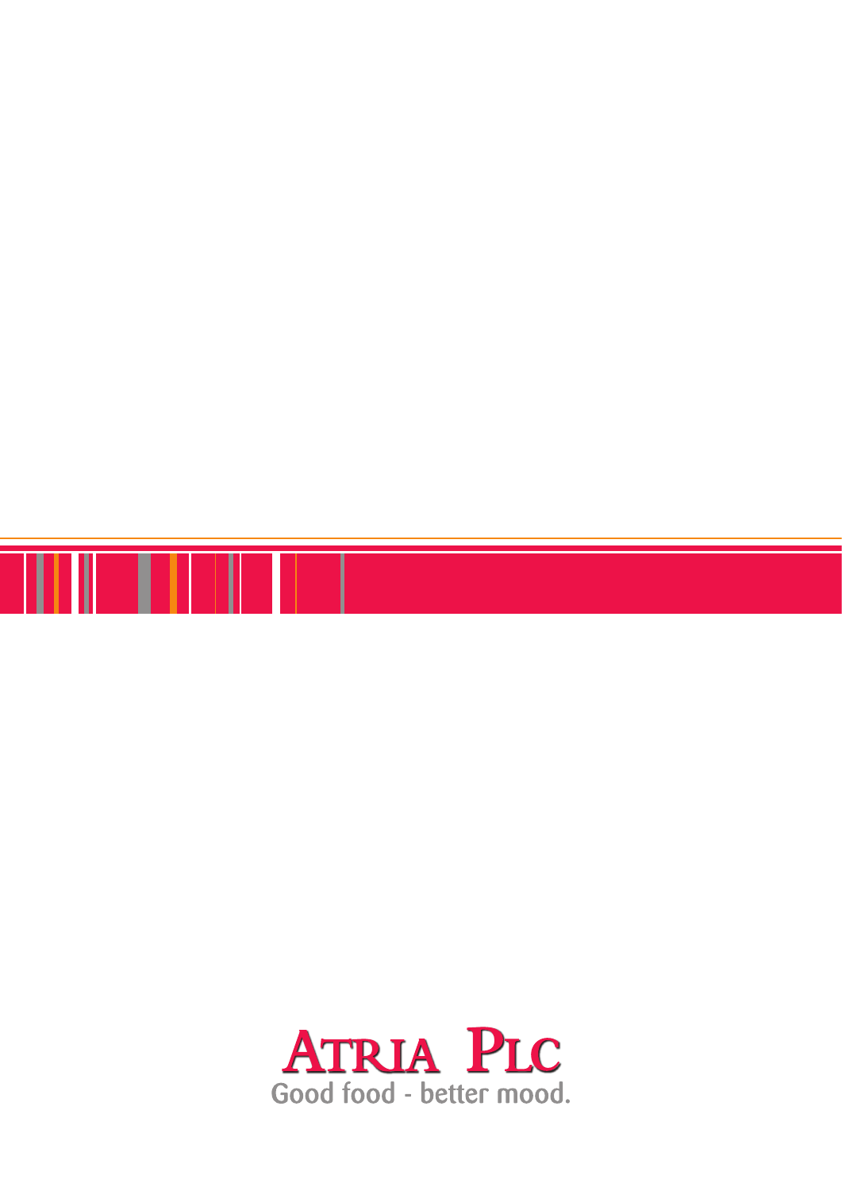ATRIA PLC

Good food - better mood.